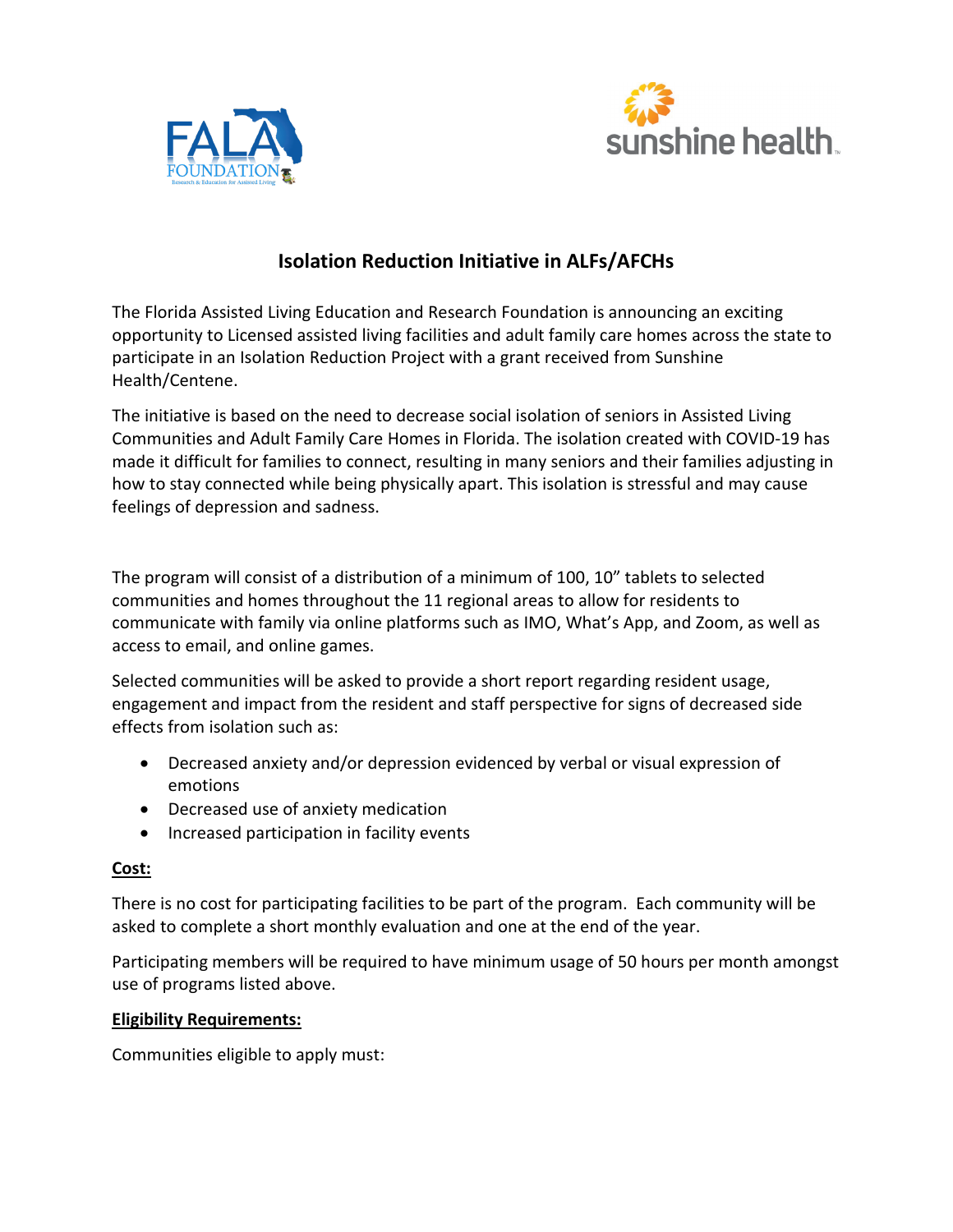# Isolation Reduction Initiative in ALFs/AFCHs

The Florida Assisted Living Education and Research Foundation is announcing an exciting opportunity to Licensed assisted living facilities and adult family care homes across the state to participate in an Isolation Reduction Project with a grant received from Sunshine Health/Centene.

The initiative is based on the need to decrease social isolation of seniors in Assisted Living Communities and Adult Family Care Homes in Florida. The isolation created with COVID-19 has made it difficult for families to connect, resulting in many seniors and their families adjusting in how to stay connected while being physically apart. This isolation is stressful and may cause feelings of depression and sadness.

The program will consist of a distribution of a minimum of 100, 10" tablets to selected communities and homes throughout the 11 regional areas to allow for residents to communicate with family via online platforms such as IMO, What's App, and Zoom, as well as access to email, and online games.

Selected communities will be asked to provide a short report regarding resident usage, engagement and impact from the resident and staff perspective for signs of decreased side effects from isolation such as:

- Decreased anxiety and/or depression evidenced by verbal or visual expression of emotions
- Decreased use of anxiety medication
- Increased participation in facility events

**Cost:**

There is no cost for participating facilities to be part of the program. Each community will be asked to complete a short monthly evaluation and one at the end of the year.

Participating members will be required to have minimum usage of 50 hours per month amongst use of programs listed above.

**Eligibility Requirements:**

Communities eligible to apply must: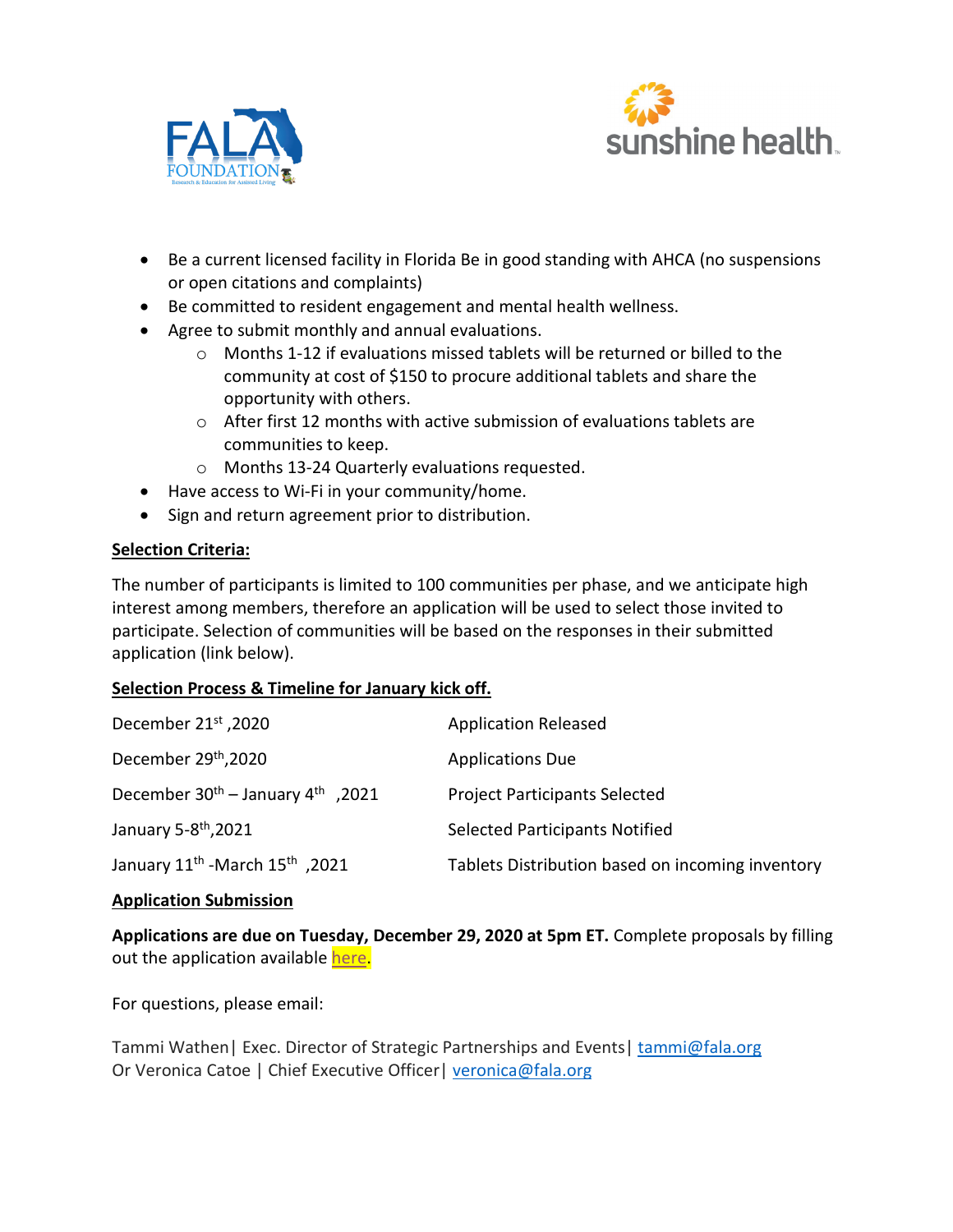- Be a current licensed facility in Florida Be in good standing with AHCA (no suspensions or open citations and complaints)
- Be committed to resident engagement and mental health wellness.
- Agree to submit monthly and annual evaluations.
  - Months 1-12 if evaluations missed tablets will be returned or billed to the community at cost of $150 to procure additional tablets and share the opportunity with others.
  - After first 12 months with active submission of evaluations tablets are communities to keep.
  - Months 13-24 Quarterly evaluations requested.
- Have access to Wi-Fi in your community/home.
- Sign and return agreement prior to distribution.

**Selection Criteria:**

The number of participants is limited to 100 communities per phase, and we anticipate high interest among members, therefore an application will be used to select those invited to participate. Selection of communities will be based on the responses in their submitted application (link below).

**Selection Process & Timeline for January kick off.**

| | |
|---|---|
| December 21st ,2020 | Application Released |
| December 29th,2020 | Applications Due |
| December 30th – January 4th ,2021 | Project Participants Selected |
| January 5-8th,2021 | Selected Participants Notified |
| January 11th -March 15th ,2021 | Tablets Distribution based on incoming inventory |

**Application Submission**

**Applications are due on Tuesday, December 29, 2020 at 5pm ET.** Complete proposals by filling out the application available here.

For questions, please email:

Tammi Wathen| Exec. Director of Strategic Partnerships and Events| tammi@fala.org
Or Veronica Catoe | Chief Executive Officer| veronica@fala.org